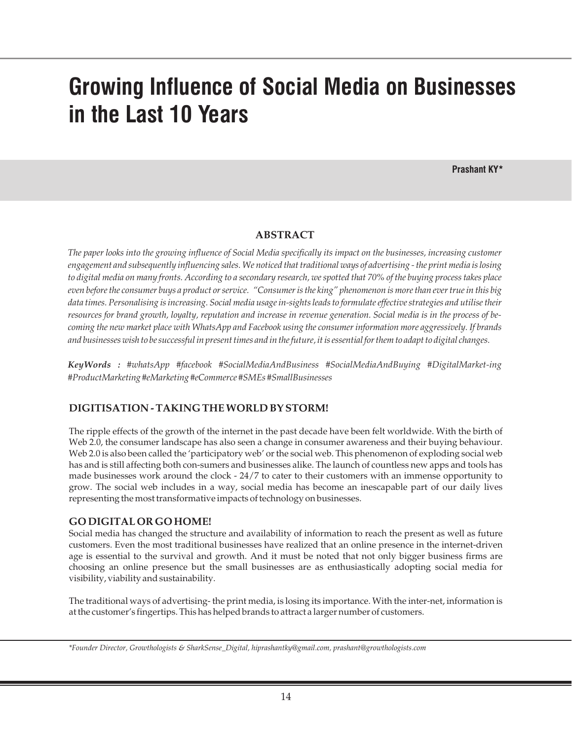# Growing Influence of Social Media on Businesses in the Last 10 Years

**Prashant KY***

## ABSTRACT

*The paper looks into the growing influence of Social Media specifically its impact on the businesses, increasing customer engagement and subsequently influencing sales. We noticed that traditional ways of advertising - the print media is losing to digital media on many fronts. According to a secondary research, we spotted that 70% of the buying process takes place even before the consumer buys a product or service. "Consumer is the king" phenomenon is more than ever true in this big data times. Personalising is increasing. Social media usage in-sights leads to formulate effective strategies and utilise their resources for brand growth, loyalty, reputation and increase in revenue generation. Social media is in the process of be-coming the new market place with WhatsApp and Facebook using the consumer information more aggressively. If brands and businesses wish to be successful in present times and in the future, it is essential for them to adapt to digital changes.*

***KeyWords :*** *#whatsApp #facebook #SocialMediaAndBusiness #SocialMediaAndBuying #DigitalMarket-ing #ProductMarketing #eMarketing #eCommerce #SMEs #SmallBusinesses*

## DIGITISATION - TAKING THE WORLD BY STORM!

The ripple effects of the growth of the internet in the past decade have been felt worldwide. With the birth of Web 2.0, the consumer landscape has also seen a change in consumer awareness and their buying behaviour. Web 2.0 is also been called the 'participatory web' or the social web. This phenomenon of exploding social web has and is still affecting both con-sumers and businesses alike. The launch of countless new apps and tools has made businesses work around the clock - 24/7 to cater to their customers with an immense opportunity to grow. The social web includes in a way, social media has become an inescapable part of our daily lives representing the most transformative impacts of technology on businesses.

## GO DIGITAL OR GO HOME!

Social media has changed the structure and availability of information to reach the present as well as future customers. Even the most traditional businesses have realized that an online presence in the internet-driven age is essential to the survival and growth. And it must be noted that not only bigger business firms are choosing an online presence but the small businesses are as enthusiastically adopting social media for visibility, viability and sustainability.

The traditional ways of advertising- the print media, is losing its importance. With the inter-net, information is at the customer's fingertips. This has helped brands to attract a larger number of customers.

*\*Founder Director, Growthologists & SharkSense_Digital, hiprashantky@gmail.com, prashant@growthologists.com*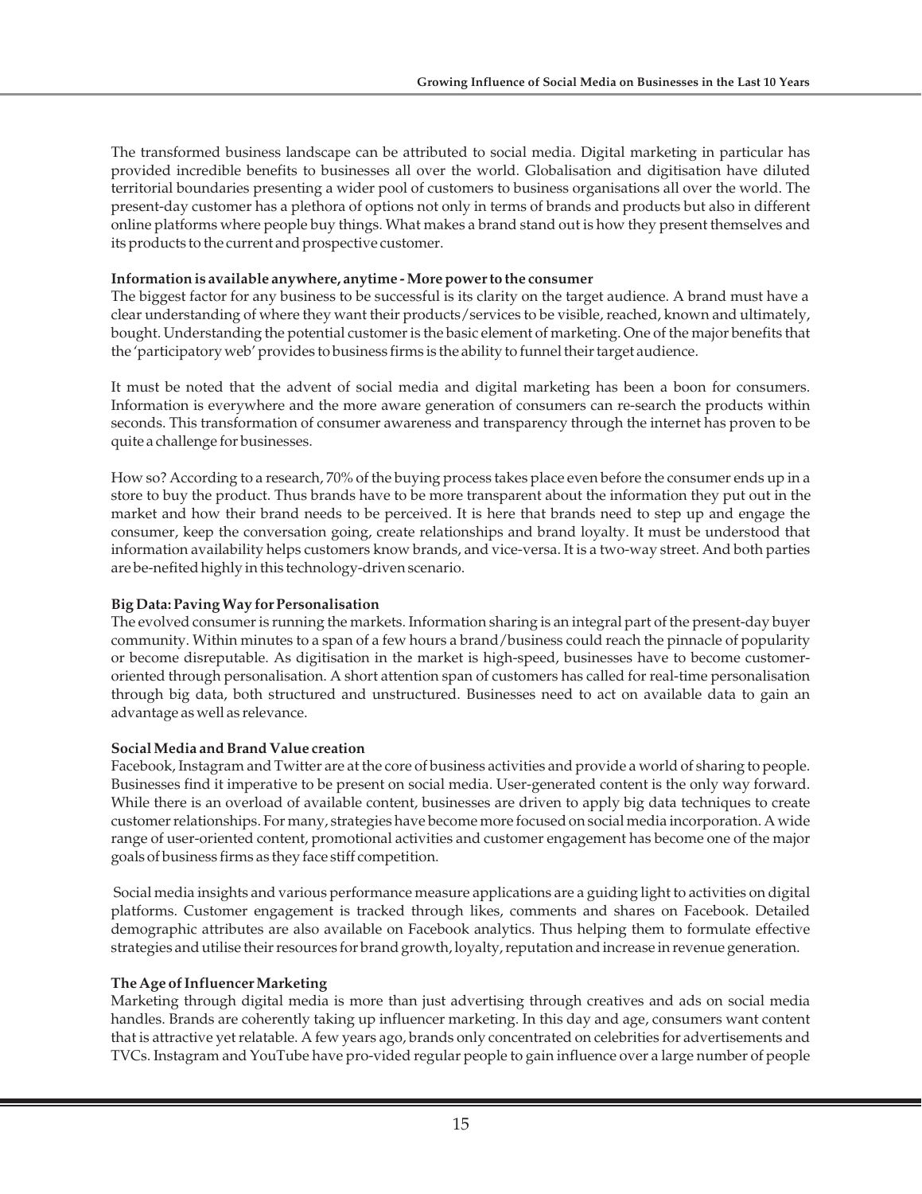The transformed business landscape can be attributed to social media. Digital marketing in particular has provided incredible benefits to businesses all over the world. Globalisation and digitisation have diluted territorial boundaries presenting a wider pool of customers to business organisations all over the world. The present-day customer has a plethora of options not only in terms of brands and products but also in different online platforms where people buy things. What makes a brand stand out is how they present themselves and its products to the current and prospective customer.

**Information is available anywhere, anytime - More power to the consumer**

The biggest factor for any business to be successful is its clarity on the target audience. A brand must have a clear understanding of where they want their products/services to be visible, reached, known and ultimately, bought. Understanding the potential customer is the basic element of marketing. One of the major benefits that the 'participatory web' provides to business firms is the ability to funnel their target audience.

It must be noted that the advent of social media and digital marketing has been a boon for consumers. Information is everywhere and the more aware generation of consumers can re-search the products within seconds. This transformation of consumer awareness and transparency through the internet has proven to be quite a challenge for businesses.

How so? According to a research, 70% of the buying process takes place even before the consumer ends up in a store to buy the product. Thus brands have to be more transparent about the information they put out in the market and how their brand needs to be perceived. It is here that brands need to step up and engage the consumer, keep the conversation going, create relationships and brand loyalty. It must be understood that information availability helps customers know brands, and vice-versa. It is a two-way street. And both parties are be-nefited highly in this technology-driven scenario.

**Big Data: Paving Way for Personalisation**

The evolved consumer is running the markets. Information sharing is an integral part of the present-day buyer community. Within minutes to a span of a few hours a brand/business could reach the pinnacle of popularity or become disreputable. As digitisation in the market is high-speed, businesses have to become customer-oriented through personalisation. A short attention span of customers has called for real-time personalisation through big data, both structured and unstructured. Businesses need to act on available data to gain an advantage as well as relevance.

**Social Media and Brand Value creation**

Facebook, Instagram and Twitter are at the core of business activities and provide a world of sharing to people. Businesses find it imperative to be present on social media. User-generated content is the only way forward. While there is an overload of available content, businesses are driven to apply big data techniques to create customer relationships. For many, strategies have become more focused on social media incorporation. A wide range of user-oriented content, promotional activities and customer engagement has become one of the major goals of business firms as they face stiff competition.

Social media insights and various performance measure applications are a guiding light to activities on digital platforms. Customer engagement is tracked through likes, comments and shares on Facebook. Detailed demographic attributes are also available on Facebook analytics. Thus helping them to formulate effective strategies and utilise their resources for brand growth, loyalty, reputation and increase in revenue generation.

**The Age of Influencer Marketing**

Marketing through digital media is more than just advertising through creatives and ads on social media handles. Brands are coherently taking up influencer marketing. In this day and age, consumers want content that is attractive yet relatable. A few years ago, brands only concentrated on celebrities for advertisements and TVCs. Instagram and YouTube have pro-vided regular people to gain influence over a large number of people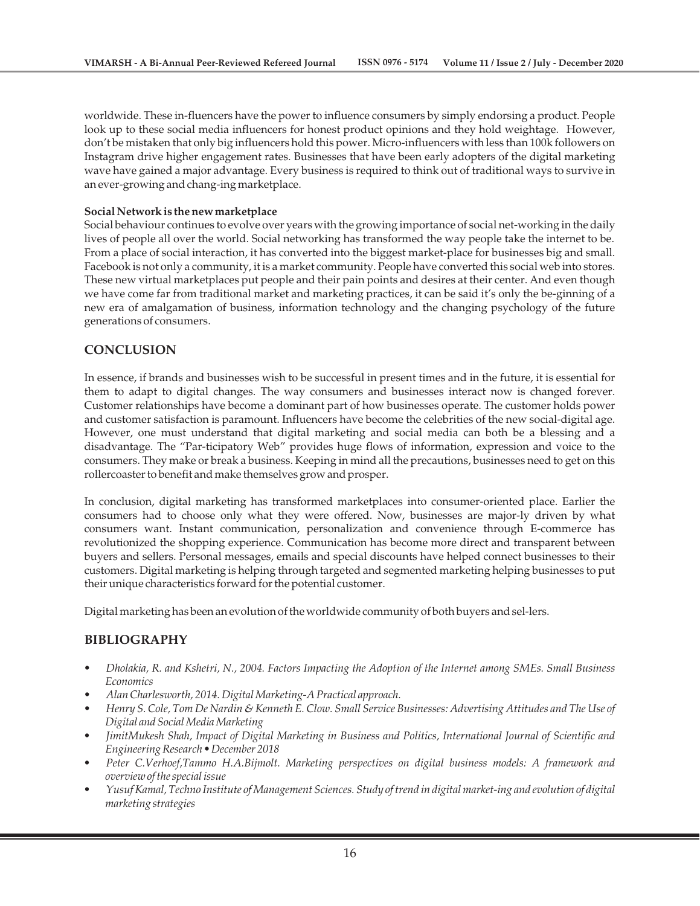worldwide. These in-fluencers have the power to influence consumers by simply endorsing a product. People look up to these social media influencers for honest product opinions and they hold weightage. However, don't be mistaken that only big influencers hold this power. Micro-influencers with less than 100k followers on Instagram drive higher engagement rates. Businesses that have been early adopters of the digital marketing wave have gained a major advantage. Every business is required to think out of traditional ways to survive in an ever-growing and chang-ing marketplace.

**Social Network is the new marketplace**

Social behaviour continues to evolve over years with the growing importance of social net-working in the daily lives of people all over the world. Social networking has transformed the way people take the internet to be. From a place of social interaction, it has converted into the biggest market-place for businesses big and small. Facebook is not only a community, it is a market community. People have converted this social web into stores. These new virtual marketplaces put people and their pain points and desires at their center. And even though we have come far from traditional market and marketing practices, it can be said it's only the be-ginning of a new era of amalgamation of business, information technology and the changing psychology of the future generations of consumers.

## CONCLUSION

In essence, if brands and businesses wish to be successful in present times and in the future, it is essential for them to adapt to digital changes. The way consumers and businesses interact now is changed forever. Customer relationships have become a dominant part of how businesses operate. The customer holds power and customer satisfaction is paramount. Influencers have become the celebrities of the new social-digital age. However, one must understand that digital marketing and social media can both be a blessing and a disadvantage. The "Par-ticipatory Web" provides huge flows of information, expression and voice to the consumers. They make or break a business. Keeping in mind all the precautions, businesses need to get on this rollercoaster to benefit and make themselves grow and prosper.

In conclusion, digital marketing has transformed marketplaces into consumer-oriented place. Earlier the consumers had to choose only what they were offered. Now, businesses are major-ly driven by what consumers want. Instant communication, personalization and convenience through E-commerce has revolutionized the shopping experience. Communication has become more direct and transparent between buyers and sellers. Personal messages, emails and special discounts have helped connect businesses to their customers. Digital marketing is helping through targeted and segmented marketing helping businesses to put their unique characteristics forward for the potential customer.

Digital marketing has been an evolution of the worldwide community of both buyers and sel-lers.

## BIBLIOGRAPHY

- *Dholakia, R. and Kshetri, N., 2004. Factors Impacting the Adoption of the Internet among SMEs. Small Business Economics*
- *Alan Charlesworth, 2014. Digital Marketing-A Practical approach.*
- *Henry S. Cole, Tom De Nardin & Kenneth E. Clow. Small Service Businesses: Advertising Attitudes and The Use of Digital and Social Media Marketing*
- *JimitMukesh Shah, Impact of Digital Marketing in Business and Politics, International Journal of Scientific and Engineering Research • December 2018*
- *Peter C.Verhoef,Tammo H.A.Bijmolt. Marketing perspectives on digital business models: A framework and overview of the special issue*
- *Yusuf Kamal, Techno Institute of Management Sciences. Study of trend in digital market-ing and evolution of digital marketing strategies*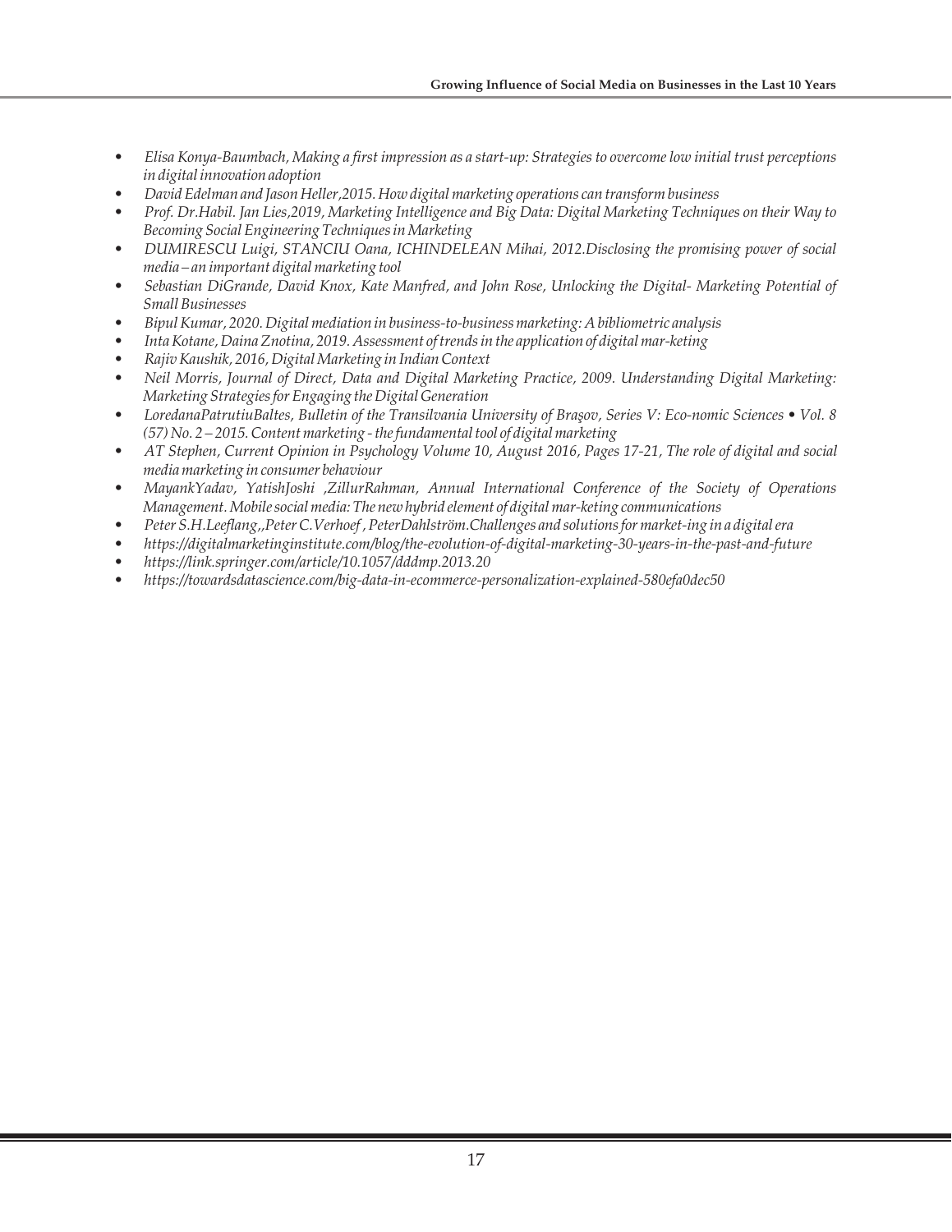- *Elisa Konya-Baumbach, Making a first impression as a start-up: Strategies to overcome low initial trust perceptions in digital innovation adoption*
- *David Edelman and Jason Heller,2015. How digital marketing operations can transform business*
- *Prof. Dr.Habil. Jan Lies,2019, Marketing Intelligence and Big Data: Digital Marketing Techniques on their Way to Becoming Social Engineering Techniques in Marketing*
- *DUMIRESCU Luigi, STANCIU Oana, ICHINDELEAN Mihai, 2012.Disclosing the promising power of social media – an important digital marketing tool*
- *Sebastian DiGrande, David Knox, Kate Manfred, and John Rose, Unlocking the Digital- Marketing Potential of Small Businesses*
- *Bipul Kumar, 2020. Digital mediation in business-to-business marketing: A bibliometric analysis*
- *Inta Kotane, Daina Znotina, 2019. Assessment of trends in the application of digital mar-keting*
- *Rajiv Kaushik, 2016, Digital Marketing in Indian Context*
- *Neil Morris, Journal of Direct, Data and Digital Marketing Practice, 2009. Understanding Digital Marketing: Marketing Strategies for Engaging the Digital Generation*
- *LoredanaPatrutiuBaltes, Bulletin of the Transilvania University of Braşov, Series V: Eco-nomic Sciences • Vol. 8 (57) No. 2 – 2015. Content marketing - the fundamental tool of digital marketing*
- *AT Stephen, Current Opinion in Psychology Volume 10, August 2016, Pages 17-21, The role of digital and social media marketing in consumer behaviour*
- *MayankYadav, YatishJoshi ,ZillurRahman, Annual International Conference of the Society of Operations Management. Mobile social media: The new hybrid element of digital mar-keting communications*
- *Peter S.H.Leeflang,,Peter C.Verhoef , PeterDahlström.Challenges and solutions for market-ing in a digital era*
- *https://digitalmarketinginstitute.com/blog/the-evolution-of-digital-marketing-30-years-in-the-past-and-future*
- *https://link.springer.com/article/10.1057/dddmp.2013.20*
- *https://towardsdatascience.com/big-data-in-ecommerce-personalization-explained-580efa0dec50*